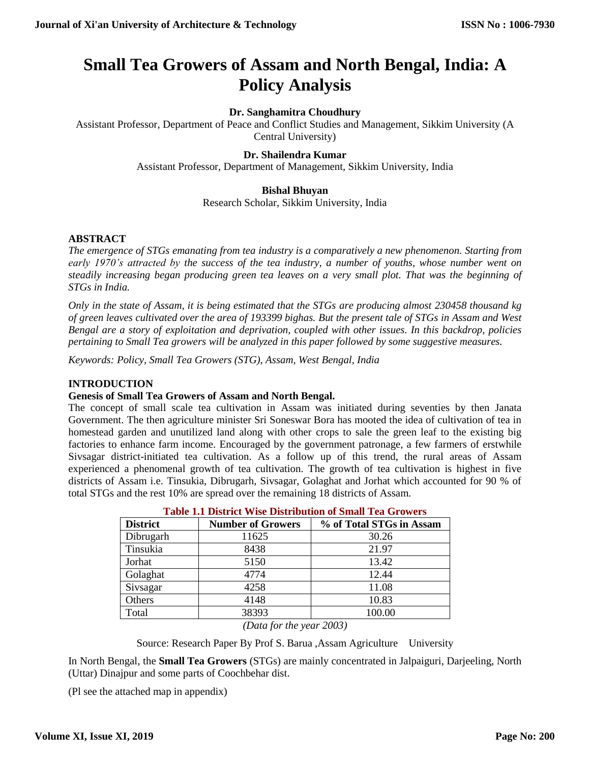# Small Tea Growers of Assam and North Bengal, India: A Policy Analysis

**Dr. Sanghamitra Choudhury**

Assistant Professor, Department of Peace and Conflict Studies and Management, Sikkim University (A Central University)

**Dr. Shailendra Kumar**

Assistant Professor, Department of Management, Sikkim University, India

**Bishal Bhuyan**

Research Scholar, Sikkim University, India

## ABSTRACT

*The emergence of STGs emanating from tea industry is a comparatively a new phenomenon. Starting from early 1970's attracted by the success of the tea industry, a number of youths, whose number went on steadily increasing began producing green tea leaves on a very small plot. That was the beginning of STGs in India.*

*Only in the state of Assam, it is being estimated that the STGs are producing almost 230458 thousand kg of green leaves cultivated over the area of 193399 bighas. But the present tale of STGs in Assam and West Bengal are a story of exploitation and deprivation, coupled with other issues. In this backdrop, policies pertaining to Small Tea growers will be analyzed in this paper followed by some suggestive measures.*

*Keywords: Policy, Small Tea Growers (STG), Assam, West Bengal, India*

## INTRODUCTION

### Genesis of Small Tea Growers of Assam and North Bengal.

The concept of small scale tea cultivation in Assam was initiated during seventies by then Janata Government. The then agriculture minister Sri Soneswar Bora has mooted the idea of cultivation of tea in homestead garden and unutilized land along with other crops to sale the green leaf to the existing big factories to enhance farm income. Encouraged by the government patronage, a few farmers of erstwhile Sivsagar district-initiated tea cultivation. As a follow up of this trend, the rural areas of Assam experienced a phenomenal growth of tea cultivation. The growth of tea cultivation is highest in five districts of Assam i.e. Tinsukia, Dibrugarh, Sivsagar, Golaghat and Jorhat which accounted for 90 % of total STGs and the rest 10% are spread over the remaining 18 districts of Assam.

**Table 1.1 District Wise Distribution of Small Tea Growers**

| District | Number of Growers | % of Total STGs in Assam |
|---|---|---|
| Dibrugarh | 11625 | 30.26 |
| Tinsukia | 8438 | 21.97 |
| Jorhat | 5150 | 13.42 |
| Golaghat | 4774 | 12.44 |
| Sivsagar | 4258 | 11.08 |
| Others | 4148 | 10.83 |
| Total | 38393 | 100.00 |

*(Data for the year 2003)*

Source: Research Paper By Prof S. Barua ,Assam Agriculture University

In North Bengal, the **Small Tea Growers** (STGs) are mainly concentrated in Jalpaiguri, Darjeeling, North (Uttar) Dinajpur and some parts of Coochbehar dist.

(Pl see the attached map in appendix)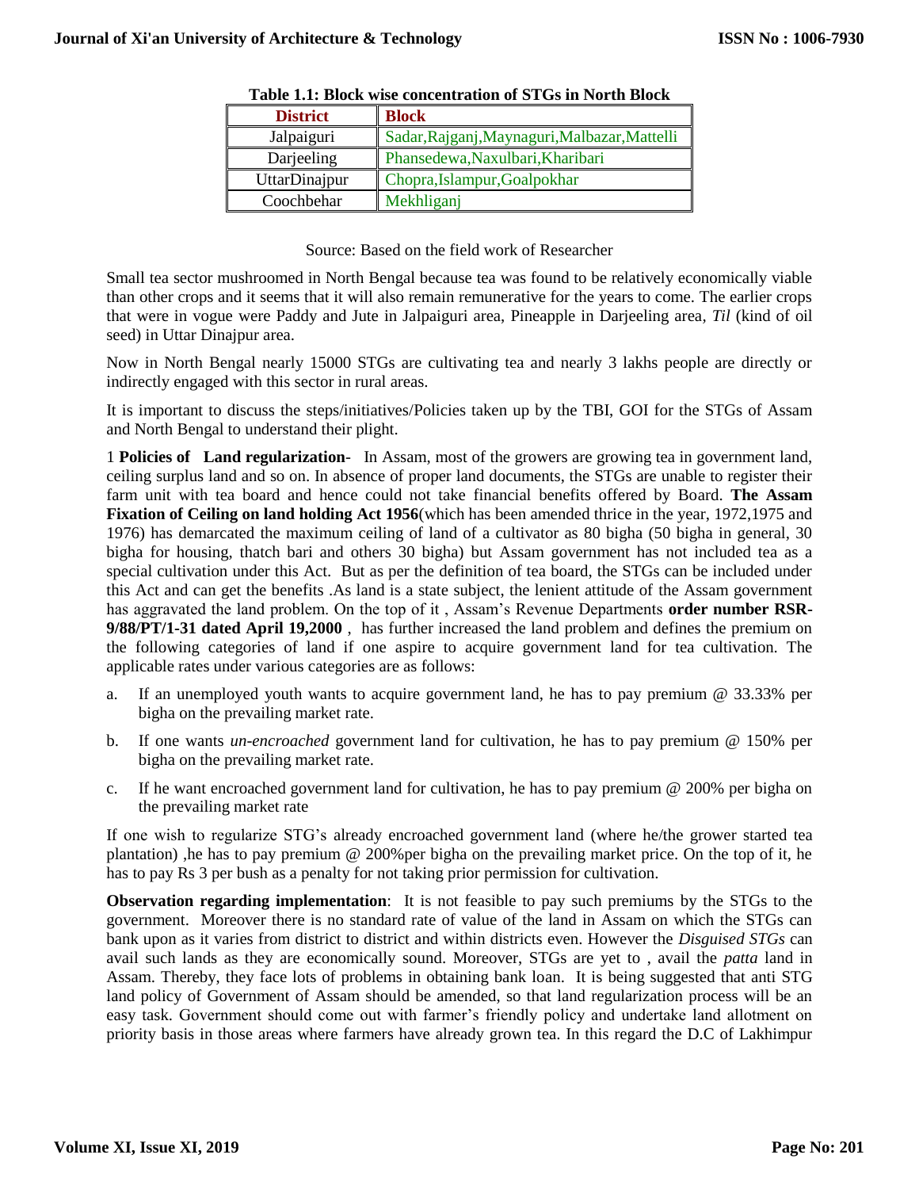**Table 1.1: Block wise concentration of STGs in North Block**

| District | Block |
|---|---|
| Jalpaiguri | Sadar,Rajganj,Maynaguri,Malbazar,Mattelli |
| Darjeeling | Phansedewa,Naxulbari,Kharibari |
| UttarDinajpur | Chopra,Islampur,Goalpokhar |
| Coochbehar | Mekhliganj |

Source: Based on the field work of Researcher

Small tea sector mushroomed in North Bengal because tea was found to be relatively economically viable than other crops and it seems that it will also remain remunerative for the years to come. The earlier crops that were in vogue were Paddy and Jute in Jalpaiguri area, Pineapple in Darjeeling area, *Til* (kind of oil seed) in Uttar Dinajpur area.

Now in North Bengal nearly 15000 STGs are cultivating tea and nearly 3 lakhs people are directly or indirectly engaged with this sector in rural areas.

It is important to discuss the steps/initiatives/Policies taken up by the TBI, GOI for the STGs of Assam and North Bengal to understand their plight.

1 **Policies of Land regularization-** In Assam, most of the growers are growing tea in government land, ceiling surplus land and so on. In absence of proper land documents, the STGs are unable to register their farm unit with tea board and hence could not take financial benefits offered by Board. **The Assam Fixation of Ceiling on land holding Act 1956**(which has been amended thrice in the year, 1972,1975 and 1976) has demarcated the maximum ceiling of land of a cultivator as 80 bigha (50 bigha in general, 30 bigha for housing, thatch bari and others 30 bigha) but Assam government has not included tea as a special cultivation under this Act. But as per the definition of tea board, the STGs can be included under this Act and can get the benefits .As land is a state subject, the lenient attitude of the Assam government has aggravated the land problem. On the top of it , Assam's Revenue Departments **order number RSR-9/88/PT/1-31 dated April 19,2000** , has further increased the land problem and defines the premium on the following categories of land if one aspire to acquire government land for tea cultivation. The applicable rates under various categories are as follows:

a. If an unemployed youth wants to acquire government land, he has to pay premium @ 33.33% per bigha on the prevailing market rate.

b. If one wants *un-encroached* government land for cultivation, he has to pay premium @ 150% per bigha on the prevailing market rate.

c. If he want encroached government land for cultivation, he has to pay premium @ 200% per bigha on the prevailing market rate

If one wish to regularize STG's already encroached government land (where he/the grower started tea plantation) ,he has to pay premium @ 200%per bigha on the prevailing market price. On the top of it, he has to pay Rs 3 per bush as a penalty for not taking prior permission for cultivation.

**Observation regarding implementation**: It is not feasible to pay such premiums by the STGs to the government. Moreover there is no standard rate of value of the land in Assam on which the STGs can bank upon as it varies from district to district and within districts even. However the *Disguised STGs* can avail such lands as they are economically sound. Moreover, STGs are yet to , avail the *patta* land in Assam. Thereby, they face lots of problems in obtaining bank loan. It is being suggested that anti STG land policy of Government of Assam should be amended, so that land regularization process will be an easy task. Government should come out with farmer's friendly policy and undertake land allotment on priority basis in those areas where farmers have already grown tea. In this regard the D.C of Lakhimpur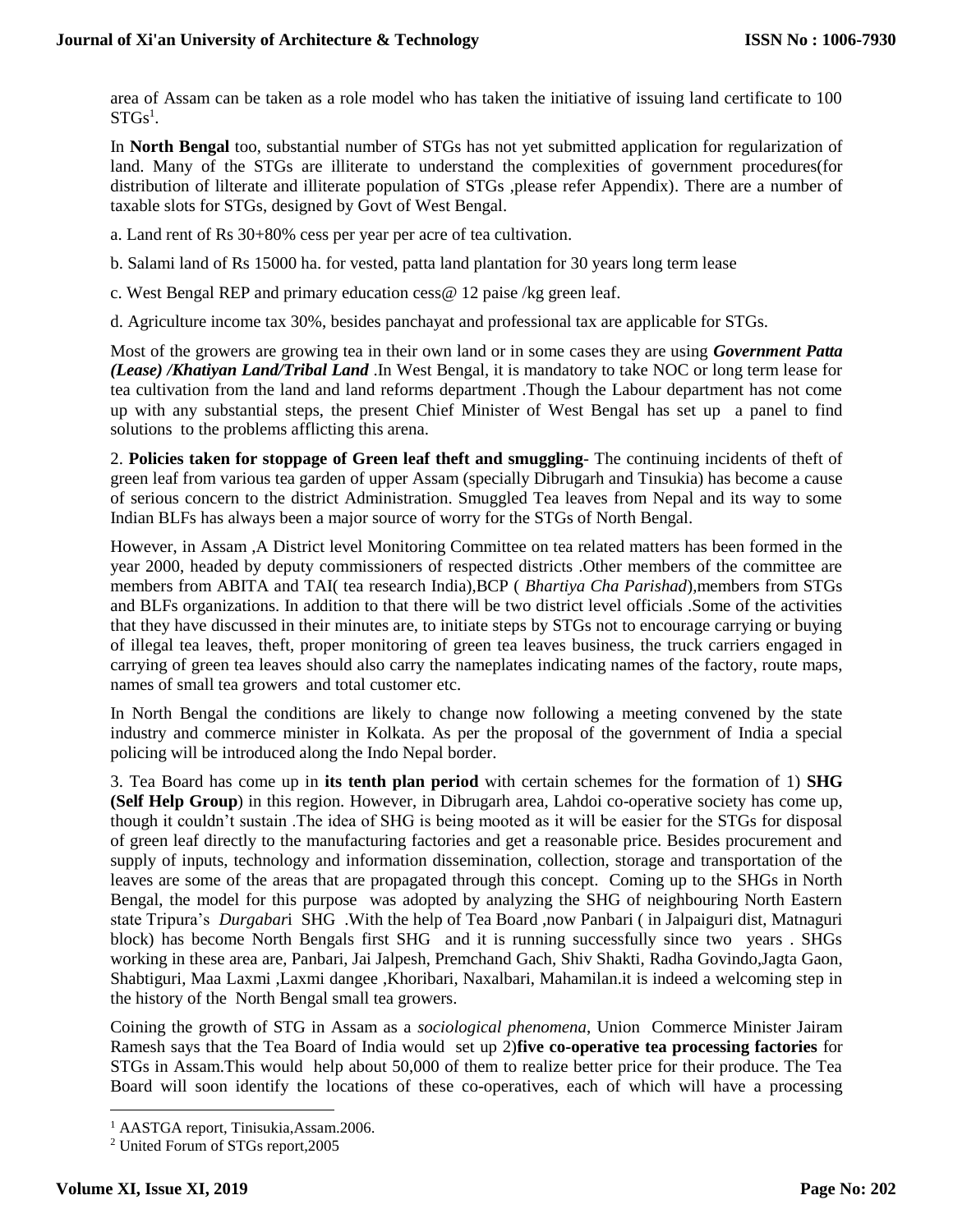area of Assam can be taken as a role model who has taken the initiative of issuing land certificate to 100 STGs[1].

In **North Bengal** too, substantial number of STGs has not yet submitted application for regularization of land. Many of the STGs are illiterate to understand the complexities of government procedures(for distribution of lilterate and illiterate population of STGs ,please refer Appendix). There are a number of taxable slots for STGs, designed by Govt of West Bengal.

a. Land rent of Rs 30+80% cess per year per acre of tea cultivation.

b. Salami land of Rs 15000 ha. for vested, patta land plantation for 30 years long term lease

c. West Bengal REP and primary education cess@ 12 paise /kg green leaf.

d. Agriculture income tax 30%, besides panchayat and professional tax are applicable for STGs.

Most of the growers are growing tea in their own land or in some cases they are using ***Government Patta (Lease) /Khatiyan Land/Tribal Land*** .In West Bengal, it is mandatory to take NOC or long term lease for tea cultivation from the land and land reforms department .Though the Labour department has not come up with any substantial steps, the present Chief Minister of West Bengal has set up a panel to find solutions to the problems afflicting this arena.

2. **Policies taken for stoppage of Green leaf theft and smuggling**- The continuing incidents of theft of green leaf from various tea garden of upper Assam (specially Dibrugarh and Tinsukia) has become a cause of serious concern to the district Administration. Smuggled Tea leaves from Nepal and its way to some Indian BLFs has always been a major source of worry for the STGs of North Bengal.

However, in Assam ,A District level Monitoring Committee on tea related matters has been formed in the year 2000, headed by deputy commissioners of respected districts .Other members of the committee are members from ABITA and TAI( tea research India),BCP ( *Bhartiya Cha Parishad*),members from STGs and BLFs organizations. In addition to that there will be two district level officials .Some of the activities that they have discussed in their minutes are, to initiate steps by STGs not to encourage carrying or buying of illegal tea leaves, theft, proper monitoring of green tea leaves business, the truck carriers engaged in carrying of green tea leaves should also carry the nameplates indicating names of the factory, route maps, names of small tea growers and total customer etc.

In North Bengal the conditions are likely to change now following a meeting convened by the state industry and commerce minister in Kolkata. As per the proposal of the government of India a special policing will be introduced along the Indo Nepal border.

3. Tea Board has come up in **its tenth plan period** with certain schemes for the formation of 1) **SHG (Self Help Group**) in this region. However, in Dibrugarh area, Lahdoi co-operative society has come up, though it couldn't sustain .The idea of SHG is being mooted as it will be easier for the STGs for disposal of green leaf directly to the manufacturing factories and get a reasonable price. Besides procurement and supply of inputs, technology and information dissemination, collection, storage and transportation of the leaves are some of the areas that are propagated through this concept. Coming up to the SHGs in North Bengal, the model for this purpose was adopted by analyzing the SHG of neighbouring North Eastern state Tripura's *Durgabar*i SHG .With the help of Tea Board ,now Panbari ( in Jalpaiguri dist, Matnaguri block) has become North Bengals first SHG and it is running successfully since two years . SHGs working in these area are, Panbari, Jai Jalpesh, Premchand Gach, Shiv Shakti, Radha Govindo,Jagta Gaon, Shabtiguri, Maa Laxmi ,Laxmi dangee ,Khoribari, Naxalbari, Mahamilan.it is indeed a welcoming step in the history of the North Bengal small tea growers.

Coining the growth of STG in Assam as a *sociological phenomena*, Union Commerce Minister Jairam Ramesh says that the Tea Board of India would set up 2)**five co-operative tea processing factories** for STGs in Assam.This would help about 50,000 of them to realize better price for their produce. The Tea Board will soon identify the locations of these co-operatives, each of which will have a processing

---

[1] AASTGA report, Tinisukia,Assam.2006.

[2] United Forum of STGs report,2005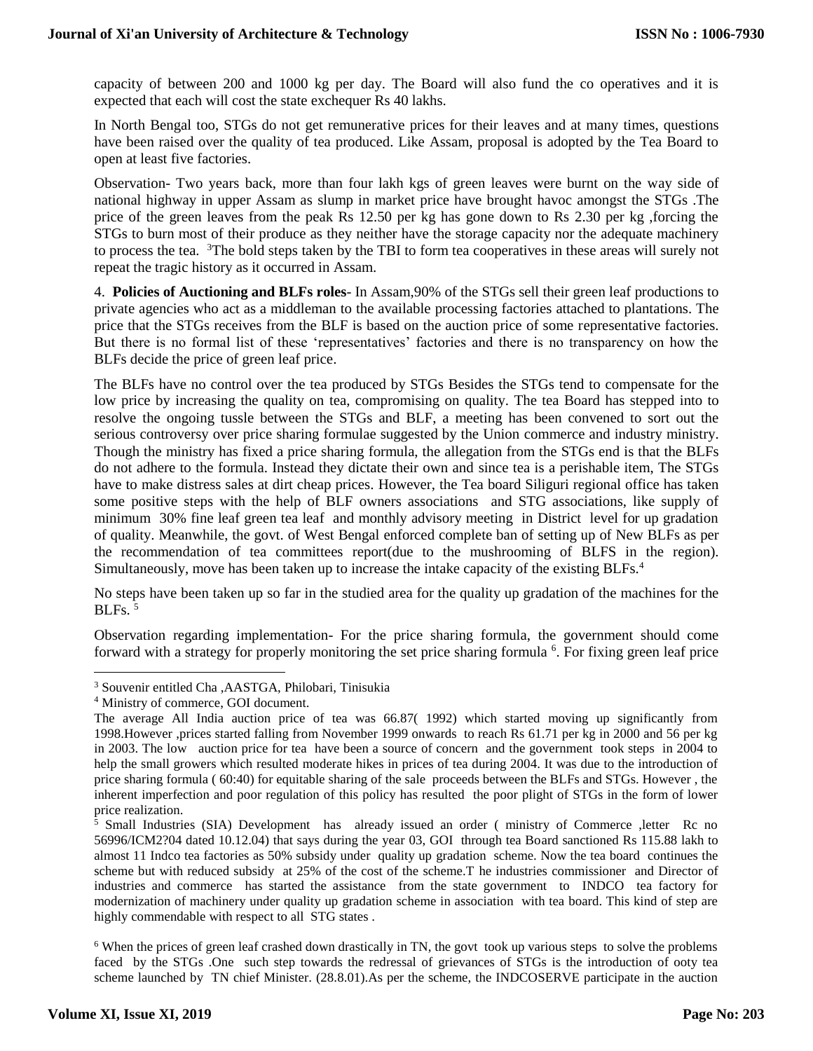capacity of between 200 and 1000 kg per day. The Board will also fund the co operatives and it is expected that each will cost the state exchequer Rs 40 lakhs.

In North Bengal too, STGs do not get remunerative prices for their leaves and at many times, questions have been raised over the quality of tea produced. Like Assam, proposal is adopted by the Tea Board to open at least five factories.

Observation- Two years back, more than four lakh kgs of green leaves were burnt on the way side of national highway in upper Assam as slump in market price have brought havoc amongst the STGs .The price of the green leaves from the peak Rs 12.50 per kg has gone down to Rs 2.30 per kg ,forcing the STGs to burn most of their produce as they neither have the storage capacity nor the adequate machinery to process the tea. [3]The bold steps taken by the TBI to form tea cooperatives in these areas will surely not repeat the tragic history as it occurred in Assam.

4. **Policies of Auctioning and BLFs roles**- In Assam,90% of the STGs sell their green leaf productions to private agencies who act as a middleman to the available processing factories attached to plantations. The price that the STGs receives from the BLF is based on the auction price of some representative factories. But there is no formal list of these 'representatives' factories and there is no transparency on how the BLFs decide the price of green leaf price.

The BLFs have no control over the tea produced by STGs Besides the STGs tend to compensate for the low price by increasing the quality on tea, compromising on quality. The tea Board has stepped into to resolve the ongoing tussle between the STGs and BLF, a meeting has been convened to sort out the serious controversy over price sharing formulae suggested by the Union commerce and industry ministry. Though the ministry has fixed a price sharing formula, the allegation from the STGs end is that the BLFs do not adhere to the formula. Instead they dictate their own and since tea is a perishable item, The STGs have to make distress sales at dirt cheap prices. However, the Tea board Siliguri regional office has taken some positive steps with the help of BLF owners associations and STG associations, like supply of minimum 30% fine leaf green tea leaf and monthly advisory meeting in District level for up gradation of quality. Meanwhile, the govt. of West Bengal enforced complete ban of setting up of New BLFs as per the recommendation of tea committees report(due to the mushrooming of BLFS in the region). Simultaneously, move has been taken up to increase the intake capacity of the existing BLFs.[4]

No steps have been taken up so far in the studied area for the quality up gradation of the machines for the BLFs. [5]

Observation regarding implementation- For the price sharing formula, the government should come forward with a strategy for properly monitoring the set price sharing formula [6]. For fixing green leaf price

---

[3] Souvenir entitled Cha ,AASTGA, Philobari, Tinisukia

[4] Ministry of commerce, GOI document.

The average All India auction price of tea was 66.87( 1992) which started moving up significantly from 1998.However ,prices started falling from November 1999 onwards to reach Rs 61.71 per kg in 2000 and 56 per kg in 2003. The low auction price for tea have been a source of concern and the government took steps in 2004 to help the small growers which resulted moderate hikes in prices of tea during 2004. It was due to the introduction of price sharing formula ( 60:40) for equitable sharing of the sale proceeds between the BLFs and STGs. However , the inherent imperfection and poor regulation of this policy has resulted the poor plight of STGs in the form of lower price realization.

[5] Small Industries (SIA) Development has already issued an order ( ministry of Commerce ,letter Rc no 56996/ICM2?04 dated 10.12.04) that says during the year 03, GOI through tea Board sanctioned Rs 115.88 lakh to almost 11 Indco tea factories as 50% subsidy under quality up gradation scheme. Now the tea board continues the scheme but with reduced subsidy at 25% of the cost of the scheme.T he industries commissioner and Director of industries and commerce has started the assistance from the state government to INDCO tea factory for modernization of machinery under quality up gradation scheme in association with tea board. This kind of step are highly commendable with respect to all STG states .

[6] When the prices of green leaf crashed down drastically in TN, the govt took up various steps to solve the problems faced by the STGs .One such step towards the redressal of grievances of STGs is the introduction of ooty tea scheme launched by TN chief Minister. (28.8.01).As per the scheme, the INDCOSERVE participate in the auction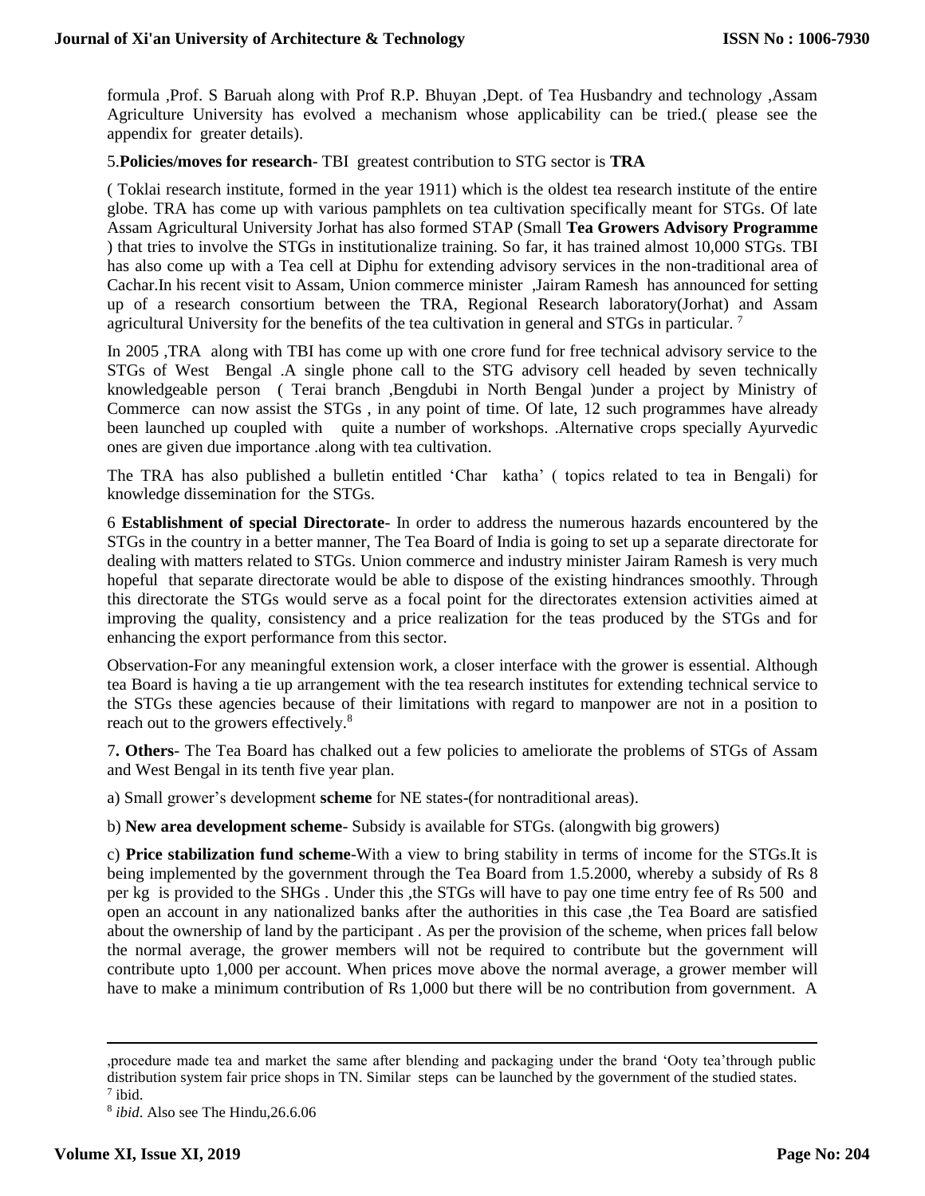formula ,Prof. S Baruah along with Prof R.P. Bhuyan ,Dept. of Tea Husbandry and technology ,Assam Agriculture University has evolved a mechanism whose applicability can be tried.( please see the appendix for greater details).

5.**Policies/moves for research**- TBI greatest contribution to STG sector is **TRA**

( Toklai research institute, formed in the year 1911) which is the oldest tea research institute of the entire globe. TRA has come up with various pamphlets on tea cultivation specifically meant for STGs. Of late Assam Agricultural University Jorhat has also formed STAP (Small **Tea Growers Advisory Programme** ) that tries to involve the STGs in institutionalize training. So far, it has trained almost 10,000 STGs. TBI has also come up with a Tea cell at Diphu for extending advisory services in the non-traditional area of Cachar.In his recent visit to Assam, Union commerce minister ,Jairam Ramesh has announced for setting up of a research consortium between the TRA, Regional Research laboratory(Jorhat) and Assam agricultural University for the benefits of the tea cultivation in general and STGs in particular. [7]

In 2005 ,TRA along with TBI has come up with one crore fund for free technical advisory service to the STGs of West Bengal .A single phone call to the STG advisory cell headed by seven technically knowledgeable person ( Terai branch ,Bengdubi in North Bengal )under a project by Ministry of Commerce can now assist the STGs , in any point of time. Of late, 12 such programmes have already been launched up coupled with quite a number of workshops. .Alternative crops specially Ayurvedic ones are given due importance .along with tea cultivation.

The TRA has also published a bulletin entitled 'Char katha' ( topics related to tea in Bengali) for knowledge dissemination for the STGs.

6 **Establishment of special Directorate**- In order to address the numerous hazards encountered by the STGs in the country in a better manner, The Tea Board of India is going to set up a separate directorate for dealing with matters related to STGs. Union commerce and industry minister Jairam Ramesh is very much hopeful that separate directorate would be able to dispose of the existing hindrances smoothly. Through this directorate the STGs would serve as a focal point for the directorates extension activities aimed at improving the quality, consistency and a price realization for the teas produced by the STGs and for enhancing the export performance from this sector.

Observation-For any meaningful extension work, a closer interface with the grower is essential. Although tea Board is having a tie up arrangement with the tea research institutes for extending technical service to the STGs these agencies because of their limitations with regard to manpower are not in a position to reach out to the growers effectively.[8]

7**. Others**- The Tea Board has chalked out a few policies to ameliorate the problems of STGs of Assam and West Bengal in its tenth five year plan.

a) Small grower's development **scheme** for NE states-(for nontraditional areas).

b) **New area development scheme**- Subsidy is available for STGs. (alongwith big growers)

c) **Price stabilization fund scheme**-With a view to bring stability in terms of income for the STGs.It is being implemented by the government through the Tea Board from 1.5.2000, whereby a subsidy of Rs 8 per kg is provided to the SHGs . Under this ,the STGs will have to pay one time entry fee of Rs 500 and open an account in any nationalized banks after the authorities in this case ,the Tea Board are satisfied about the ownership of land by the participant . As per the provision of the scheme, when prices fall below the normal average, the grower members will not be required to contribute but the government will contribute upto 1,000 per account. When prices move above the normal average, a grower member will have to make a minimum contribution of Rs 1,000 but there will be no contribution from government. A

---

,procedure made tea and market the same after blending and packaging under the brand 'Ooty tea'through public distribution system fair price shops in TN. Similar steps can be launched by the government of the studied states.

[7] ibid.

[8] *ibid*. Also see The Hindu,26.6.06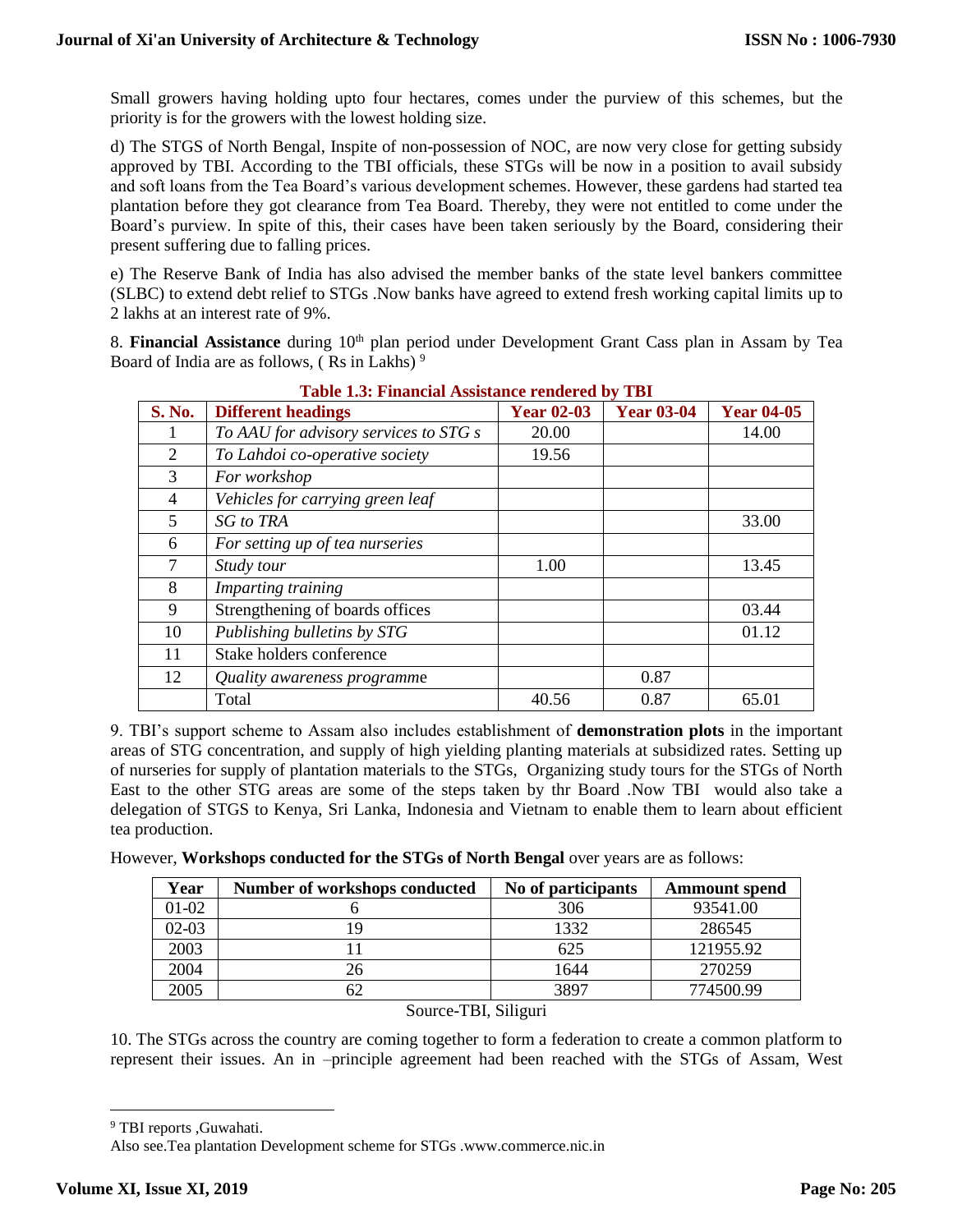Small growers having holding upto four hectares, comes under the purview of this schemes, but the priority is for the growers with the lowest holding size.

d) The STGS of North Bengal, Inspite of non-possession of NOC, are now very close for getting subsidy approved by TBI. According to the TBI officials, these STGs will be now in a position to avail subsidy and soft loans from the Tea Board's various development schemes. However, these gardens had started tea plantation before they got clearance from Tea Board. Thereby, they were not entitled to come under the Board's purview. In spite of this, their cases have been taken seriously by the Board, considering their present suffering due to falling prices.

e) The Reserve Bank of India has also advised the member banks of the state level bankers committee (SLBC) to extend debt relief to STGs .Now banks have agreed to extend fresh working capital limits up to 2 lakhs at an interest rate of 9%.

8. **Financial Assistance** during 10th plan period under Development Grant Cass plan in Assam by Tea Board of India are as follows, ( Rs in Lakhs) [9]

**Table 1.3: Financial Assistance rendered by TBI**

| S. No. | Different headings | Year 02-03 | Year 03-04 | Year 04-05 |
|---|---|---|---|---|
| 1 | *To AAU for advisory services to STG s* | 20.00 | | 14.00 |
| 2 | *To Lahdoi co-operative society* | 19.56 | | |
| 3 | *For workshop* | | | |
| 4 | *Vehicles for carrying green leaf* | | | |
| 5 | *SG to TRA* | | | 33.00 |
| 6 | *For setting up of tea nurseries* | | | |
| 7 | *Study tour* | 1.00 | | 13.45 |
| 8 | *Imparting training* | | | |
| 9 | Strengthening of boards offices | | | 03.44 |
| 10 | *Publishing bulletins by STG* | | | 01.12 |
| 11 | Stake holders conference | | | |
| 12 | *Quality awareness programme* | | 0.87 | |
| | Total | 40.56 | 0.87 | 65.01 |

9. TBI's support scheme to Assam also includes establishment of **demonstration plots** in the important areas of STG concentration, and supply of high yielding planting materials at subsidized rates. Setting up of nurseries for supply of plantation materials to the STGs, Organizing study tours for the STGs of North East to the other STG areas are some of the steps taken by thr Board .Now TBI would also take a delegation of STGS to Kenya, Sri Lanka, Indonesia and Vietnam to enable them to learn about efficient tea production.

However, **Workshops conducted for the STGs of North Bengal** over years are as follows:

| Year | Number of workshops conducted | No of participants | Ammount spend |
|---|---|---|---|
| 01-02 | 6 | 306 | 93541.00 |
| 02-03 | 19 | 1332 | 286545 |
| 2003 | 11 | 625 | 121955.92 |
| 2004 | 26 | 1644 | 270259 |
| 2005 | 62 | 3897 | 774500.99 |

Source-TBI, Siliguri

10. The STGs across the country are coming together to form a federation to create a common platform to represent their issues. An in –principle agreement had been reached with the STGs of Assam, West

---

[9] TBI reports ,Guwahati.
Also see.Tea plantation Development scheme for STGs .www.commerce.nic.in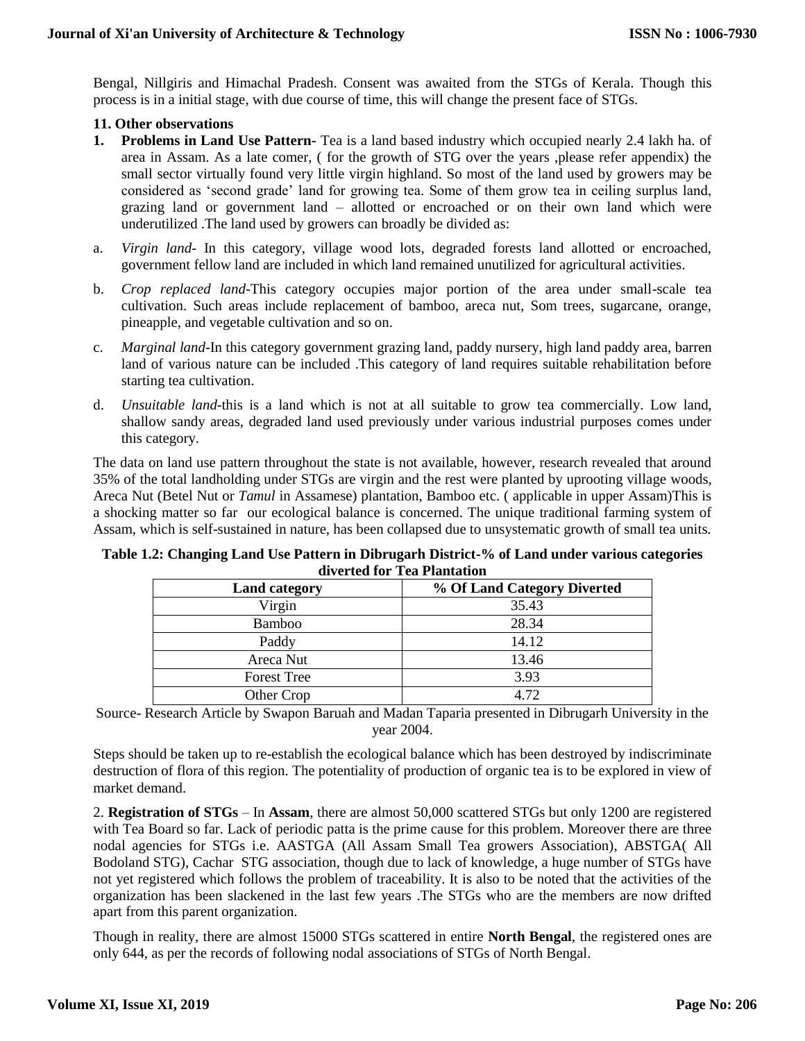Bengal, Nillgiris and Himachal Pradesh. Consent was awaited from the STGs of Kerala. Though this process is in a initial stage, with due course of time, this will change the present face of STGs.

### 11. Other observations

1. **Problems in Land Use Pattern-** Tea is a land based industry which occupied nearly 2.4 lakh ha. of area in Assam. As a late comer, ( for the growth of STG over the years ,please refer appendix) the small sector virtually found very little virgin highland. So most of the land used by growers may be considered as 'second grade' land for growing tea. Some of them grow tea in ceiling surplus land, grazing land or government land – allotted or encroached or on their own land which were underutilized .The land used by growers can broadly be divided as:

a. *Virgin land-* In this category, village wood lots, degraded forests land allotted or encroached, government fellow land are included in which land remained unutilized for agricultural activities.

b. *Crop replaced land-*This category occupies major portion of the area under small-scale tea cultivation. Such areas include replacement of bamboo, areca nut, Som trees, sugarcane, orange, pineapple, and vegetable cultivation and so on.

c. *Marginal land-*In this category government grazing land, paddy nursery, high land paddy area, barren land of various nature can be included .This category of land requires suitable rehabilitation before starting tea cultivation.

d. *Unsuitable land-*this is a land which is not at all suitable to grow tea commercially. Low land, shallow sandy areas, degraded land used previously under various industrial purposes comes under this category.

The data on land use pattern throughout the state is not available, however, research revealed that around 35% of the total landholding under STGs are virgin and the rest were planted by uprooting village woods, Areca Nut (Betel Nut or *Tamul* in Assamese) plantation, Bamboo etc. ( applicable in upper Assam)This is a shocking matter so far our ecological balance is concerned. The unique traditional farming system of Assam, which is self-sustained in nature, has been collapsed due to unsystematic growth of small tea units.

**Table 1.2: Changing Land Use Pattern in Dibrugarh District-% of Land under various categories diverted for Tea Plantation**

| Land category | % Of Land Category Diverted |
|---|---|
| Virgin | 35.43 |
| Bamboo | 28.34 |
| Paddy | 14.12 |
| Areca Nut | 13.46 |
| Forest Tree | 3.93 |
| Other Crop | 4.72 |

Source- Research Article by Swapon Baruah and Madan Taparia presented in Dibrugarh University in the year 2004.

Steps should be taken up to re-establish the ecological balance which has been destroyed by indiscriminate destruction of flora of this region. The potentiality of production of organic tea is to be explored in view of market demand.

2. **Registration of STGs** – In **Assam**, there are almost 50,000 scattered STGs but only 1200 are registered with Tea Board so far. Lack of periodic patta is the prime cause for this problem. Moreover there are three nodal agencies for STGs i.e. AASTGA (All Assam Small Tea growers Association), ABSTGA( All Bodoland STG), Cachar STG association, though due to lack of knowledge, a huge number of STGs have not yet registered which follows the problem of traceability. It is also to be noted that the activities of the organization has been slackened in the last few years .The STGs who are the members are now drifted apart from this parent organization.

Though in reality, there are almost 15000 STGs scattered in entire **North Bengal**, the registered ones are only 644, as per the records of following nodal associations of STGs of North Bengal.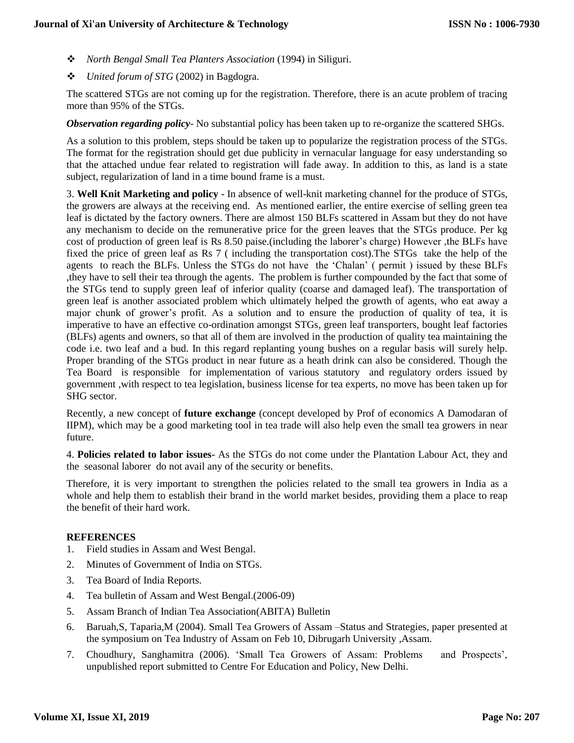- *North Bengal Small Tea Planters Association* (1994) in Siliguri.
- *United forum of STG* (2002) in Bagdogra.

The scattered STGs are not coming up for the registration. Therefore, there is an acute problem of tracing more than 95% of the STGs.

***Observation regarding policy***- No substantial policy has been taken up to re-organize the scattered SHGs.

As a solution to this problem, steps should be taken up to popularize the registration process of the STGs. The format for the registration should get due publicity in vernacular language for easy understanding so that the attached undue fear related to registration will fade away. In addition to this, as land is a state subject, regularization of land in a time bound frame is a must.

3. **Well Knit Marketing and policy** - In absence of well-knit marketing channel for the produce of STGs, the growers are always at the receiving end. As mentioned earlier, the entire exercise of selling green tea leaf is dictated by the factory owners. There are almost 150 BLFs scattered in Assam but they do not have any mechanism to decide on the remunerative price for the green leaves that the STGs produce. Per kg cost of production of green leaf is Rs 8.50 paise.(including the laborer's charge) However ,the BLFs have fixed the price of green leaf as Rs 7 ( including the transportation cost).The STGs take the help of the agents to reach the BLFs. Unless the STGs do not have the 'Chalan' ( permit ) issued by these BLFs ,they have to sell their tea through the agents. The problem is further compounded by the fact that some of the STGs tend to supply green leaf of inferior quality (coarse and damaged leaf). The transportation of green leaf is another associated problem which ultimately helped the growth of agents, who eat away a major chunk of grower's profit. As a solution and to ensure the production of quality of tea, it is imperative to have an effective co-ordination amongst STGs, green leaf transporters, bought leaf factories (BLFs) agents and owners, so that all of them are involved in the production of quality tea maintaining the code i.e. two leaf and a bud. In this regard replanting young bushes on a regular basis will surely help. Proper branding of the STGs product in near future as a heath drink can also be considered. Though the Tea Board is responsible for implementation of various statutory and regulatory orders issued by government ,with respect to tea legislation, business license for tea experts, no move has been taken up for SHG sector.

Recently, a new concept of **future exchange** (concept developed by Prof of economics A Damodaran of IIPM), which may be a good marketing tool in tea trade will also help even the small tea growers in near future.

4. **Policies related to labor issues**- As the STGs do not come under the Plantation Labour Act, they and the seasonal laborer do not avail any of the security or benefits.

Therefore, it is very important to strengthen the policies related to the small tea growers in India as a whole and help them to establish their brand in the world market besides, providing them a place to reap the benefit of their hard work.

## REFERENCES

1. Field studies in Assam and West Bengal.
2. Minutes of Government of India on STGs.
3. Tea Board of India Reports.
4. Tea bulletin of Assam and West Bengal.(2006-09)
5. Assam Branch of Indian Tea Association(ABITA) Bulletin
6. Baruah,S, Taparia,M (2004). Small Tea Growers of Assam –Status and Strategies, paper presented at the symposium on Tea Industry of Assam on Feb 10, Dibrugarh University ,Assam.
7. Choudhury, Sanghamitra (2006). 'Small Tea Growers of Assam: Problems and Prospects', unpublished report submitted to Centre For Education and Policy, New Delhi.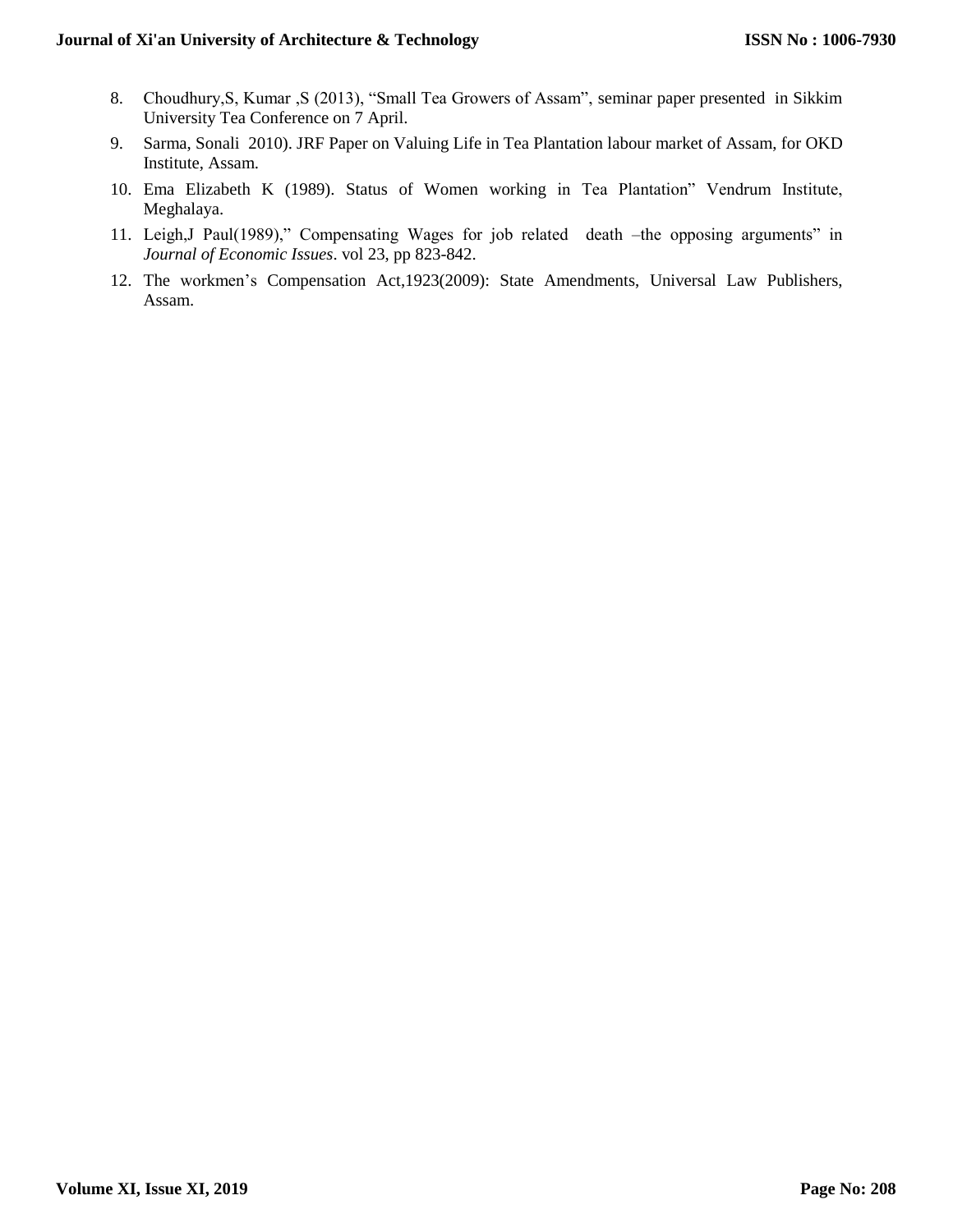8. Choudhury,S, Kumar ,S (2013), “Small Tea Growers of Assam”, seminar paper presented in Sikkim University Tea Conference on 7 April.
9. Sarma, Sonali 2010). JRF Paper on Valuing Life in Tea Plantation labour market of Assam, for OKD Institute, Assam.
10. Ema Elizabeth K (1989). Status of Women working in Tea Plantation” Vendrum Institute, Meghalaya.
11. Leigh,J Paul(1989),” Compensating Wages for job related death –the opposing arguments” in *Journal of Economic Issues*. vol 23, pp 823-842.
12. The workmen’s Compensation Act,1923(2009): State Amendments, Universal Law Publishers, Assam.